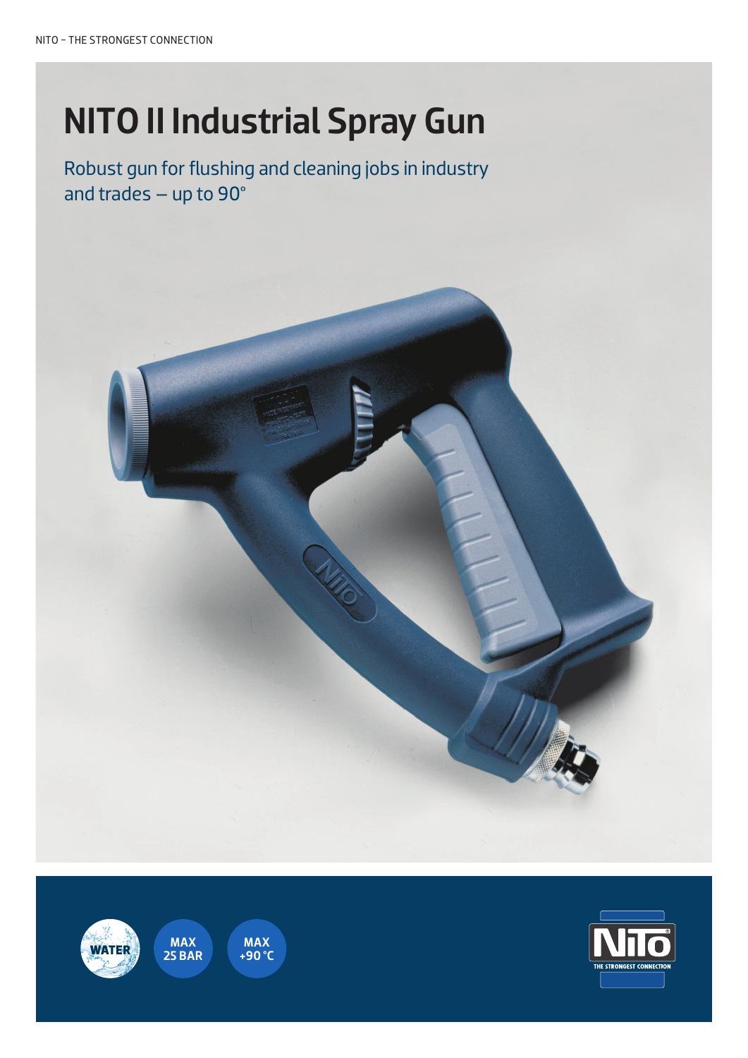# NITO II Industrial Spray Gun

Robust gun for flushing and cleaning jobs in industry and trades – up to 90°

WATER

MAX 25 BAR

MAX +90 °C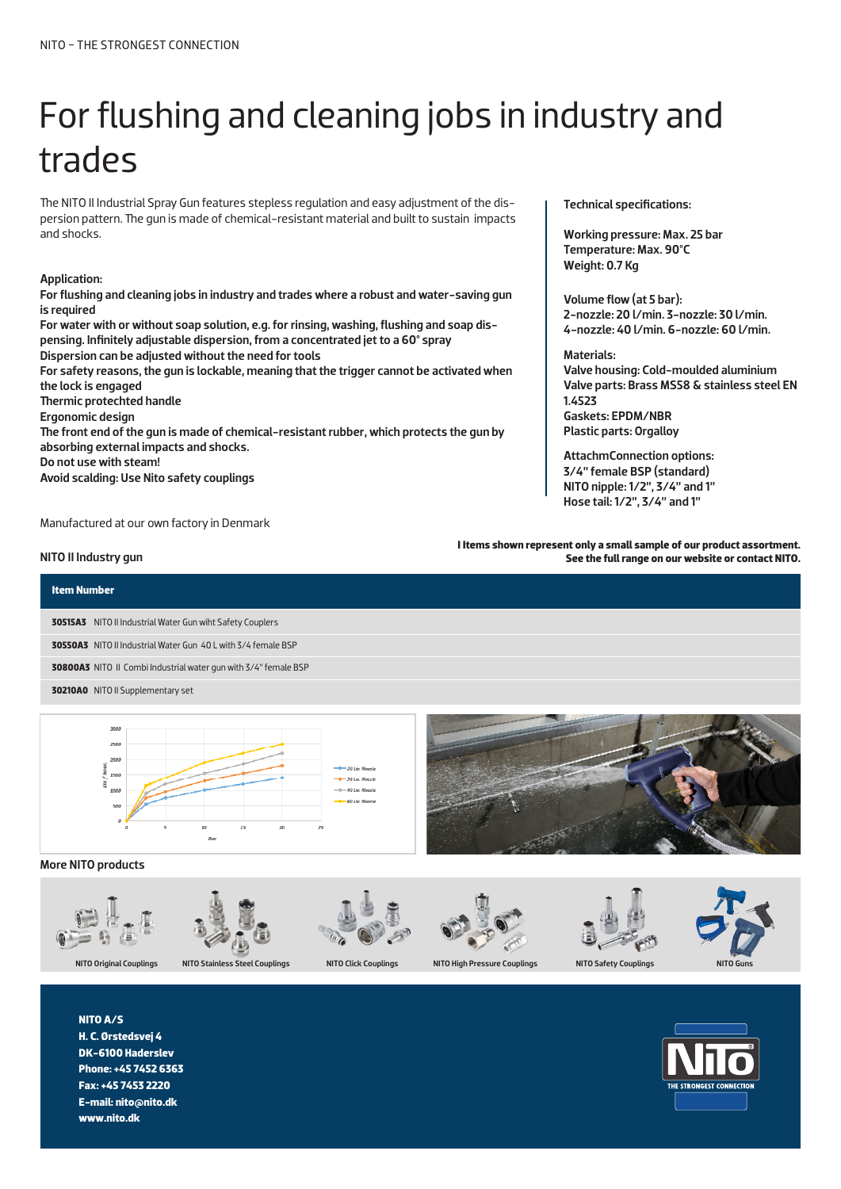# For flushing and cleaning jobs in industry and trades

The NITO II Industrial Spray Gun features stepless regulation and easy adjustment of the dispersion pattern. The gun is made of chemical-resistant material and built to sustain impacts and shocks.

**Application:**
**For flushing and cleaning jobs in industry and trades where a robust and water-saving gun is required**
**For water with or without soap solution, e.g. for rinsing, washing, flushing and soap dispensing. Infinitely adjustable dispersion, from a concentrated jet to a 60° spray**
**Dispersion can be adjusted without the need for tools**
**For safety reasons, the gun is lockable, meaning that the trigger cannot be activated when the lock is engaged**
**Thermic protechted handle**
**Ergonomic design**
**The front end of the gun is made of chemical-resistant rubber, which protects the gun by absorbing external impacts and shocks.**
**Do not use with steam!**
**Avoid scalding: Use Nito safety couplings**

Manufactured at our own factory in Denmark

**Technical specifications:**

**Working pressure: Max. 25 bar**
**Temperature: Max. 90°C**
**Weight: 0.7 Kg**

**Volume flow (at 5 bar):**
**2-nozzle: 20 l/min. 3-nozzle: 30 l/min.**
**4-nozzle: 40 l/min. 6-nozzle: 60 l/min.**

**Materials:**
**Valve housing: Cold-moulded aluminium**
**Valve parts: Brass MS58 & stainless steel EN 1.4523**
**Gaskets: EPDM/NBR**
**Plastic parts: Orgalloy**

**AttachmConnection options:**
**3/4" female BSP (standard)**
**NITO nipple: 1/2", 3/4" and 1"**
**Hose tail: 1/2", 3/4" and 1"**

**I Items shown represent only a small sample of our product assortment. See the full range on our website or contact NITO.**

## NITO II Industry gun

| Item Number | |
|---|---|
| **30515A3** | NITO II Industrial Water Gun wiht Safety Couplers |
| **30550A3** | NITO II Industrial Water Gun 40 L with 3/4 female BSP |
| **30800A3** | NITO II Combi Industrial water gun with 3/4" female BSP |
| **30210A0** | NITO II Supplementary set |

3000
2500
2000
1500
1000
500
0
Ltr. / hour
0 5 10 15 20 25
Bar
20 Ltr. Nozzle
30 Ltr. Nozzle
40 Ltr. Nozzle
60 Ltr. Nozzle

## More NITO products

NITO Original Couplings
NITO Stainless Steel Couplings
NITO Click Couplings
NITO High Pressure Couplings
NITO Safety Couplings
NITO Guns

**NITO A/S**
**H. C. Ørstedsvej 4**
**DK-6100 Haderslev**
**Phone: +45 7452 6363**
**Fax: +45 7453 2220**
**E-mail: nito@nito.dk**
**www.nito.dk**